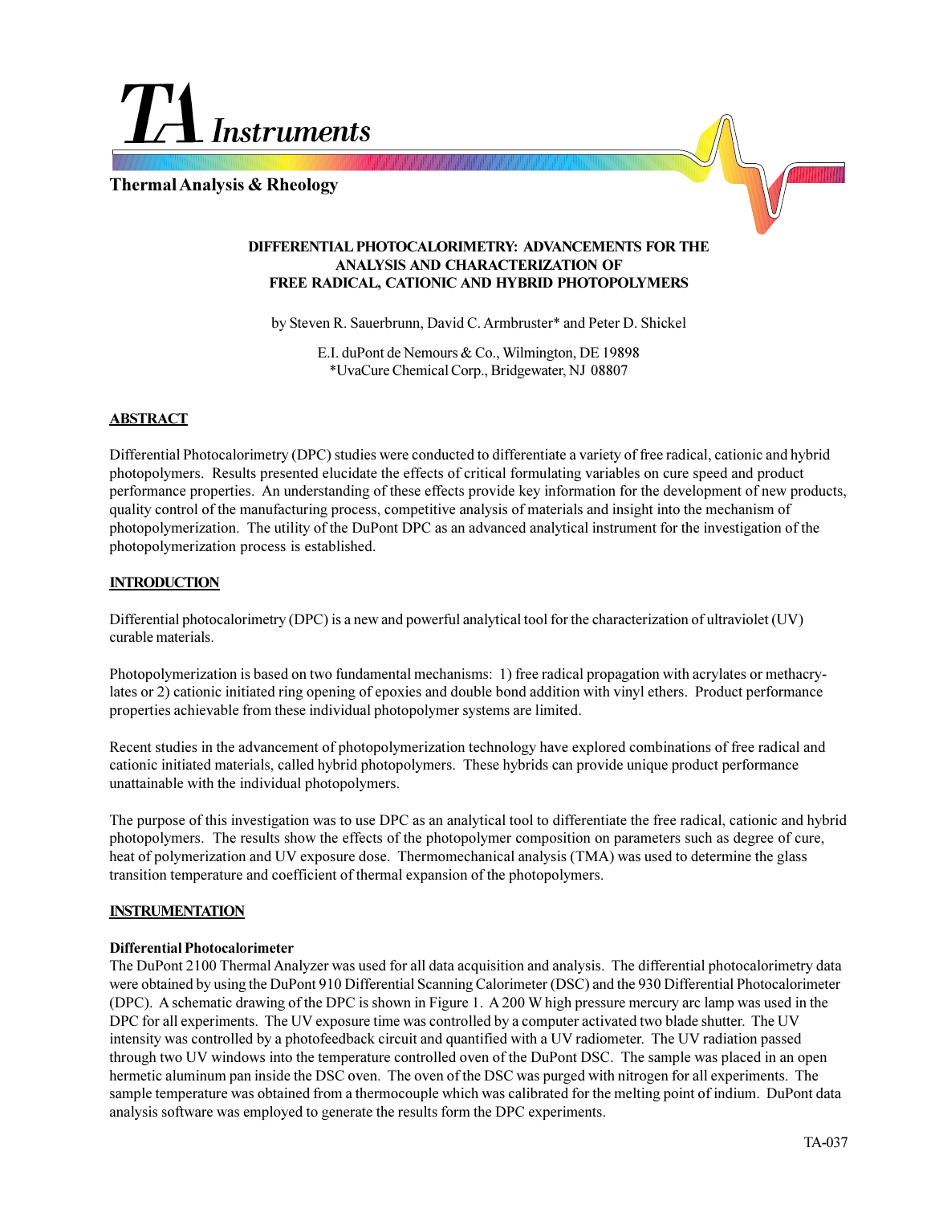# DIFFERENTIAL PHOTOCALORIMETRY: ADVANCEMENTS FOR THE ANALYSIS AND CHARACTERIZATION OF FREE RADICAL, CATIONIC AND HYBRID PHOTOPOLYMERS

by Steven R. Sauerbrunn, David C. Armbruster* and Peter D. Shickel

E.I. duPont de Nemours & Co., Wilmington, DE 19898
*UvaCure Chemical Corp., Bridgewater, NJ 08807

## ABSTRACT

Differential Photocalorimetry (DPC) studies were conducted to differentiate a variety of free radical, cationic and hybrid photopolymers. Results presented elucidate the effects of critical formulating variables on cure speed and product performance properties. An understanding of these effects provide key information for the development of new products, quality control of the manufacturing process, competitive analysis of materials and insight into the mechanism of photopolymerization. The utility of the DuPont DPC as an advanced analytical instrument for the investigation of the photopolymerization process is established.

## INTRODUCTION

Differential photocalorimetry (DPC) is a new and powerful analytical tool for the characterization of ultraviolet (UV) curable materials.

Photopolymerization is based on two fundamental mechanisms: 1) free radical propagation with acrylates or methacrylates or 2) cationic initiated ring opening of epoxies and double bond addition with vinyl ethers. Product performance properties achievable from these individual photopolymer systems are limited.

Recent studies in the advancement of photopolymerization technology have explored combinations of free radical and cationic initiated materials, called hybrid photopolymers. These hybrids can provide unique product performance unattainable with the individual photopolymers.

The purpose of this investigation was to use DPC as an analytical tool to differentiate the free radical, cationic and hybrid photopolymers. The results show the effects of the photopolymer composition on parameters such as degree of cure, heat of polymerization and UV exposure dose. Thermomechanical analysis (TMA) was used to determine the glass transition temperature and coefficient of thermal expansion of the photopolymers.

## INSTRUMENTATION

### Differential Photocalorimeter

The DuPont 2100 Thermal Analyzer was used for all data acquisition and analysis. The differential photocalorimetry data were obtained by using the DuPont 910 Differential Scanning Calorimeter (DSC) and the 930 Differential Photocalorimeter (DPC). A schematic drawing of the DPC is shown in Figure 1. A 200 W high pressure mercury arc lamp was used in the DPC for all experiments. The UV exposure time was controlled by a computer activated two blade shutter. The UV intensity was controlled by a photofeedback circuit and quantified with a UV radiometer. The UV radiation passed through two UV windows into the temperature controlled oven of the DuPont DSC. The sample was placed in an open hermetic aluminum pan inside the DSC oven. The oven of the DSC was purged with nitrogen for all experiments. The sample temperature was obtained from a thermocouple which was calibrated for the melting point of indium. DuPont data analysis software was employed to generate the results form the DPC experiments.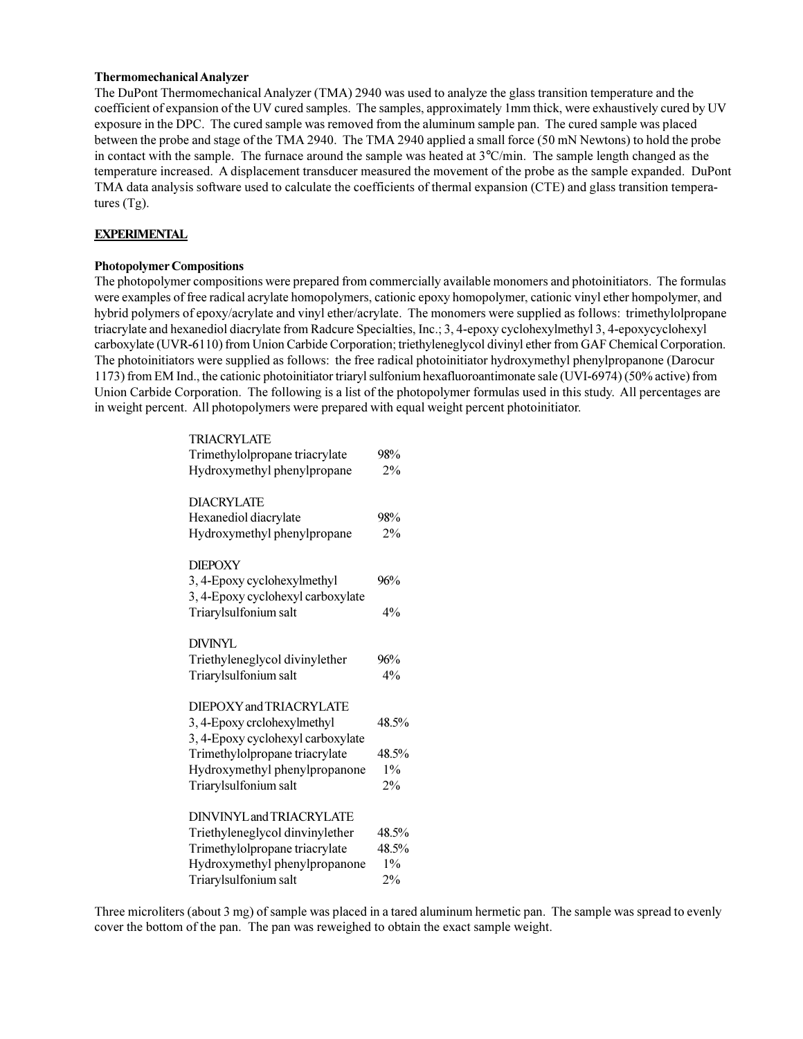**Thermomechanical Analyzer**

The DuPont Thermomechanical Analyzer (TMA) 2940 was used to analyze the glass transition temperature and the coefficient of expansion of the UV cured samples. The samples, approximately 1mm thick, were exhaustively cured by UV exposure in the DPC. The cured sample was removed from the aluminum sample pan. The cured sample was placed between the probe and stage of the TMA 2940. The TMA 2940 applied a small force (50 mN Newtons) to hold the probe in contact with the sample. The furnace around the sample was heated at 3°C/min. The sample length changed as the temperature increased. A displacement transducer measured the movement of the probe as the sample expanded. DuPont TMA data analysis software used to calculate the coefficients of thermal expansion (CTE) and glass transition temperatures (Tg).

## EXPERIMENTAL

**Photopolymer Compositions**

The photopolymer compositions were prepared from commercially available monomers and photoinitiators. The formulas were examples of free radical acrylate homopolymers, cationic epoxy homopolymer, cationic vinyl ether hompolymer, and hybrid polymers of epoxy/acrylate and vinyl ether/acrylate. The monomers were supplied as follows: trimethylolpropane triacrylate and hexanediol diacrylate from Radcure Specialties, Inc.; 3, 4-epoxy cyclohexylmethyl 3, 4-epoxycyclohexyl carboxylate (UVR-6110) from Union Carbide Corporation; triethyleneglycol divinyl ether from GAF Chemical Corporation. The photoinitiators were supplied as follows: the free radical photoinitiator hydroxymethyl phenylpropanone (Darocur 1173) from EM Ind., the cationic photoinitiator triaryl sulfonium hexafluoroantimonate sale (UVI-6974) (50% active) from Union Carbide Corporation. The following is a list of the photopolymer formulas used in this study. All percentages are in weight percent. All photopolymers were prepared with equal weight percent photoinitiator.

| | |
|---|---|
| TRIACRYLATE | |
| Trimethylolpropane triacrylate | 98% |
| Hydroxymethyl phenylpropane | 2% |
| DIACRYLATE | |
| Hexanediol diacrylate | 98% |
| Hydroxymethyl phenylpropane | 2% |
| DIEPOXY | |
| 3, 4-Epoxy cyclohexylmethyl 3, 4-Epoxy cyclohexyl carboxylate | 96% |
| Triarylsulfonium salt | 4% |
| DIVINYL | |
| Triethyleneglycol divinylether | 96% |
| Triarylsulfonium salt | 4% |
| DIEPOXY and TRIACRYLATE | |
| 3, 4-Epoxy crclohexylmethyl 3, 4-Epoxy cyclohexyl carboxylate | 48.5% |
| Trimethylolpropane triacrylate | 48.5% |
| Hydroxymethyl phenylpropanone | 1% |
| Triarylsulfonium salt | 2% |
| DINVINYL and TRIACRYLATE | |
| Triethyleneglycol dinvinylether | 48.5% |
| Trimethylolpropane triacrylate | 48.5% |
| Hydroxymethyl phenylpropanone | 1% |
| Triarylsulfonium salt | 2% |

Three microliters (about 3 mg) of sample was placed in a tared aluminum hermetic pan. The sample was spread to evenly cover the bottom of the pan. The pan was reweighed to obtain the exact sample weight.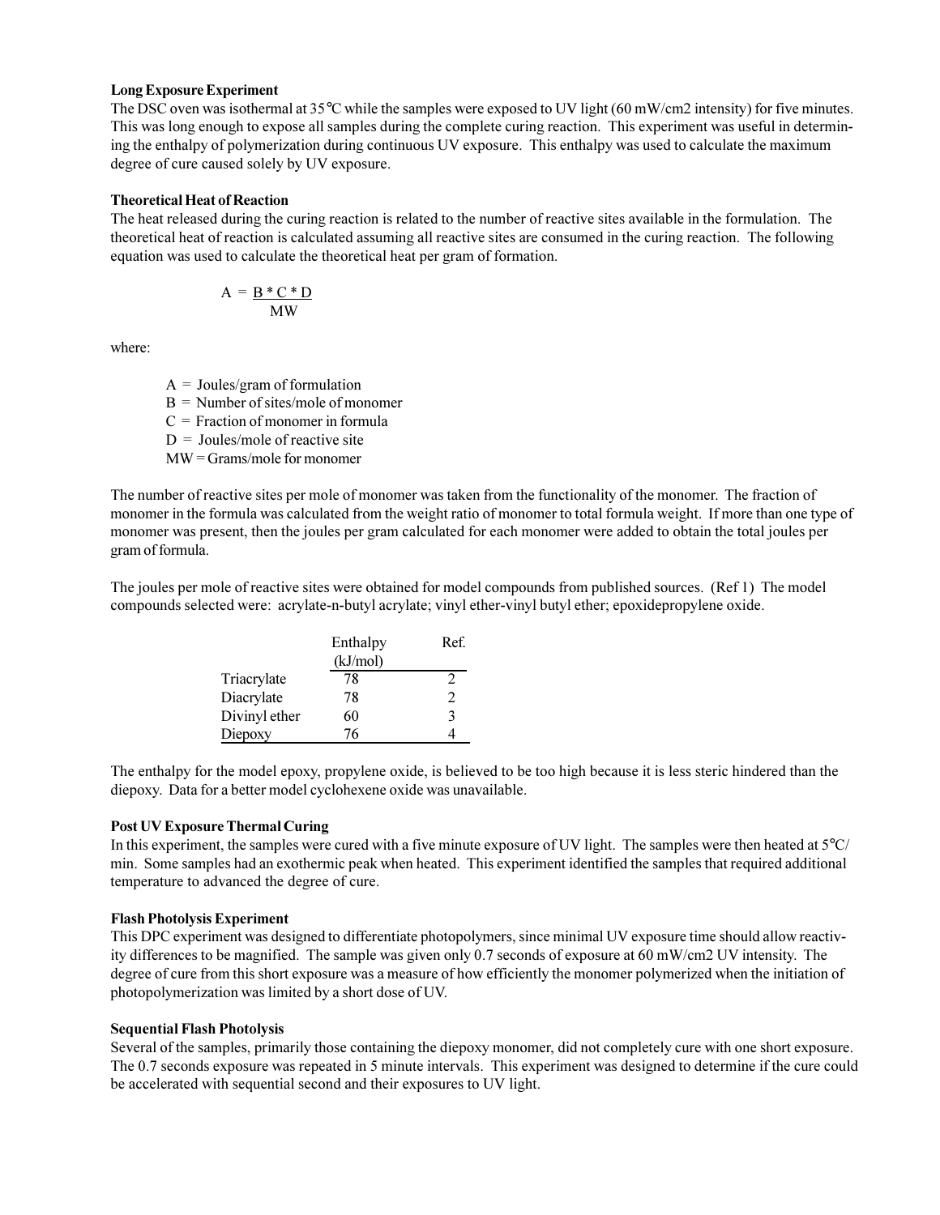**Long Exposure Experiment**

The DSC oven was isothermal at 35°C while the samples were exposed to UV light (60 mW/cm2 intensity) for five minutes. This was long enough to expose all samples during the complete curing reaction. This experiment was useful in determining the enthalpy of polymerization during continuous UV exposure. This enthalpy was used to calculate the maximum degree of cure caused solely by UV exposure.

**Theoretical Heat of Reaction**

The heat released during the curing reaction is related to the number of reactive sites available in the formulation. The theoretical heat of reaction is calculated assuming all reactive sites are consumed in the curing reaction. The following equation was used to calculate the theoretical heat per gram of formation.

$$A = \frac{B * C * D}{MW}$$

where:

- A = Joules/gram of formulation
- B = Number of sites/mole of monomer
- C = Fraction of monomer in formula
- D = Joules/mole of reactive site
- MW = Grams/mole for monomer

The number of reactive sites per mole of monomer was taken from the functionality of the monomer. The fraction of monomer in the formula was calculated from the weight ratio of monomer to total formula weight. If more than one type of monomer was present, then the joules per gram calculated for each monomer were added to obtain the total joules per gram of formula.

The joules per mole of reactive sites were obtained for model compounds from published sources. (Ref 1) The model compounds selected were: acrylate-n-butyl acrylate; vinyl ether-vinyl butyl ether; epoxidepropylene oxide.

| | Enthalpy (kJ/mol) | Ref. |
|---|---|---|
| Triacrylate | 78 | 2 |
| Diacrylate | 78 | 2 |
| Divinyl ether | 60 | 3 |
| Diepoxy | 76 | 4 |

The enthalpy for the model epoxy, propylene oxide, is believed to be too high because it is less steric hindered than the diepoxy. Data for a better model cyclohexene oxide was unavailable.

**Post UV Exposure Thermal Curing**

In this experiment, the samples were cured with a five minute exposure of UV light. The samples were then heated at 5°C/min. Some samples had an exothermic peak when heated. This experiment identified the samples that required additional temperature to advanced the degree of cure.

**Flash Photolysis Experiment**

This DPC experiment was designed to differentiate photopolymers, since minimal UV exposure time should allow reactivity differences to be magnified. The sample was given only 0.7 seconds of exposure at 60 mW/cm2 UV intensity. The degree of cure from this short exposure was a measure of how efficiently the monomer polymerized when the initiation of photopolymerization was limited by a short dose of UV.

**Sequential Flash Photolysis**

Several of the samples, primarily those containing the diepoxy monomer, did not completely cure with one short exposure. The 0.7 seconds exposure was repeated in 5 minute intervals. This experiment was designed to determine if the cure could be accelerated with sequential second and their exposures to UV light.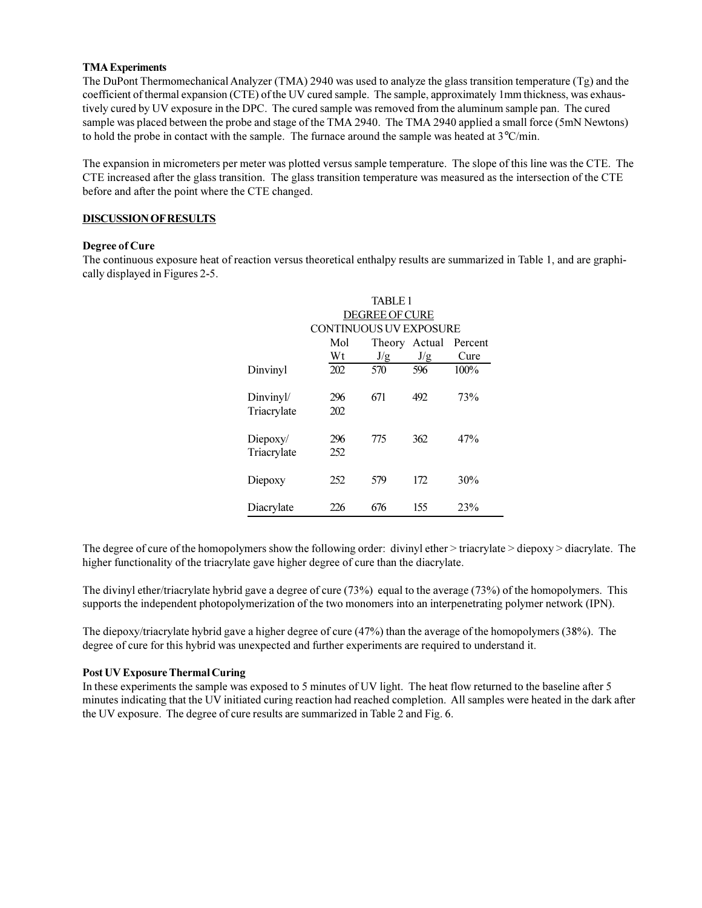**TMA Experiments**

The DuPont Thermomechanical Analyzer (TMA) 2940 was used to analyze the glass transition temperature (Tg) and the coefficient of thermal expansion (CTE) of the UV cured sample. The sample, approximately 1mm thickness, was exhaustively cured by UV exposure in the DPC. The cured sample was removed from the aluminum sample pan. The cured sample was placed between the probe and stage of the TMA 2940. The TMA 2940 applied a small force (5mN Newtons) to hold the probe in contact with the sample. The furnace around the sample was heated at 3°C/min.

The expansion in micrometers per meter was plotted versus sample temperature. The slope of this line was the CTE. The CTE increased after the glass transition. The glass transition temperature was measured as the intersection of the CTE before and after the point where the CTE changed.

## DISCUSSION OF RESULTS

**Degree of Cure**

The continuous exposure heat of reaction versus theoretical enthalpy results are summarized in Table 1, and are graphically displayed in Figures 2-5.

TABLE 1
DEGREE OF CURE
CONTINUOUS UV EXPOSURE

| | Mol Wt | Theory J/g | Actual J/g | Percent Cure |
|---|---|---|---|---|
| Dinvinyl | 202 | 570 | 596 | 100% |
| Dinvinyl/ Triacrylate | 296 202 | 671 | 492 | 73% |
| Diepoxy/ Triacrylate | 296 252 | 775 | 362 | 47% |
| Diepoxy | 252 | 579 | 172 | 30% |
| Diacrylate | 226 | 676 | 155 | 23% |

The degree of cure of the homopolymers show the following order: divinyl ether > triacrylate > diepoxy > diacrylate. The higher functionality of the triacrylate gave higher degree of cure than the diacrylate.

The divinyl ether/triacrylate hybrid gave a degree of cure (73%) equal to the average (73%) of the homopolymers. This supports the independent photopolymerization of the two monomers into an interpenetrating polymer network (IPN).

The diepoxy/triacrylate hybrid gave a higher degree of cure (47%) than the average of the homopolymers (38%). The degree of cure for this hybrid was unexpected and further experiments are required to understand it.

**Post UV Exposure Thermal Curing**

In these experiments the sample was exposed to 5 minutes of UV light. The heat flow returned to the baseline after 5 minutes indicating that the UV initiated curing reaction had reached completion. All samples were heated in the dark after the UV exposure. The degree of cure results are summarized in Table 2 and Fig. 6.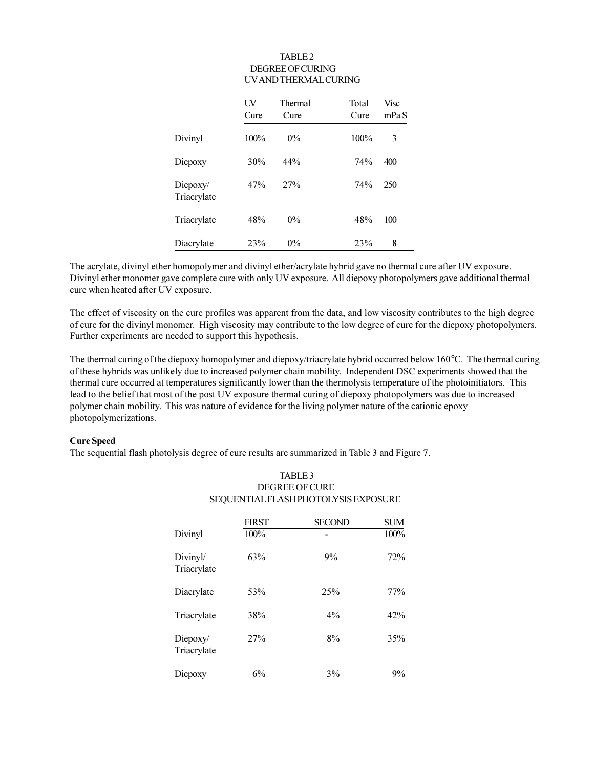TABLE 2
DEGREE OF CURING
UV AND THERMAL CURING

| | UV Cure | Thermal Cure | Total Cure | Visc mPa S |
|---|---|---|---|---|
| Divinyl | 100% | 0% | 100% | 3 |
| Diepoxy | 30% | 44% | 74% | 400 |
| Diepoxy/ Triacrylate | 47% | 27% | 74% | 250 |
| Triacrylate | 48% | 0% | 48% | 100 |
| Diacrylate | 23% | 0% | 23% | 8 |

The acrylate, divinyl ether homopolymer and divinyl ether/acrylate hybrid gave no thermal cure after UV exposure. Divinyl ether monomer gave complete cure with only UV exposure. All diepoxy photopolymers gave additional thermal cure when heated after UV exposure.

The effect of viscosity on the cure profiles was apparent from the data, and low viscosity contributes to the high degree of cure for the divinyl monomer. High viscosity may contribute to the low degree of cure for the diepoxy photopolymers. Further experiments are needed to support this hypothesis.

The thermal curing of the diepoxy homopolymer and diepoxy/triacrylate hybrid occurred below 160°C. The thermal curing of these hybrids was unlikely due to increased polymer chain mobility. Independent DSC experiments showed that the thermal cure occurred at temperatures significantly lower than the thermolysis temperature of the photoinitiators. This lead to the belief that most of the post UV exposure thermal curing of diepoxy photopolymers was due to increased polymer chain mobility. This was nature of evidence for the living polymer nature of the cationic epoxy photopolymerizations.

**Cure Speed**

The sequential flash photolysis degree of cure results are summarized in Table 3 and Figure 7.

TABLE 3
DEGREE OF CURE
SEQUENTIAL FLASH PHOTOLYSIS EXPOSURE

| | FIRST | SECOND | SUM |
|---|---|---|---|
| Divinyl | 100% | - | 100% |
| Divinyl/ Triacrylate | 63% | 9% | 72% |
| Diacrylate | 53% | 25% | 77% |
| Triacrylate | 38% | 4% | 42% |
| Diepoxy/ Triacrylate | 27% | 8% | 35% |
| Diepoxy | 6% | 3% | 9% |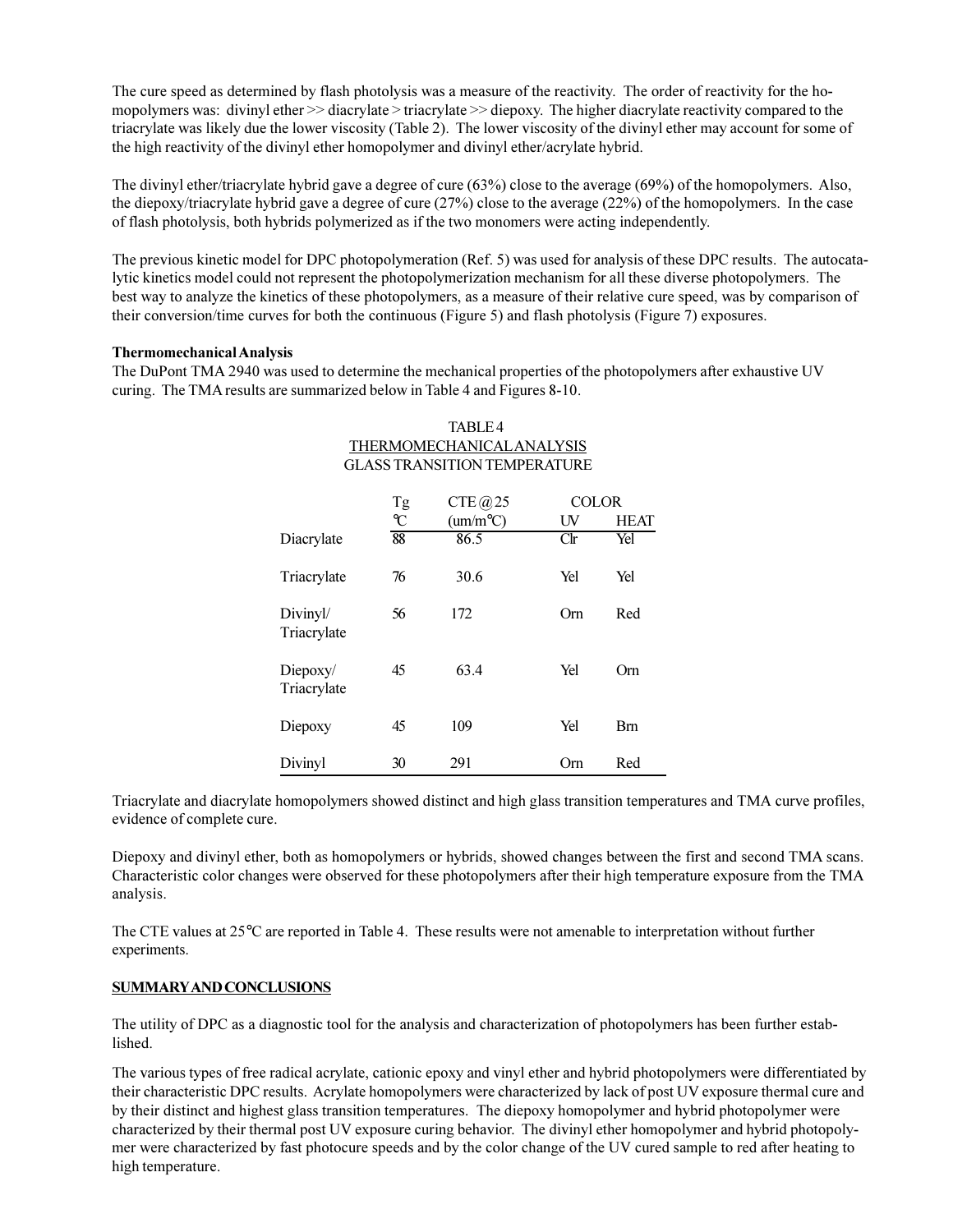The cure speed as determined by flash photolysis was a measure of the reactivity. The order of reactivity for the homopolymers was: divinyl ether >> diacrylate > triacrylate >> diepoxy. The higher diacrylate reactivity compared to the triacrylate was likely due the lower viscosity (Table 2). The lower viscosity of the divinyl ether may account for some of the high reactivity of the divinyl ether homopolymer and divinyl ether/acrylate hybrid.

The divinyl ether/triacrylate hybrid gave a degree of cure (63%) close to the average (69%) of the homopolymers. Also, the diepoxy/triacrylate hybrid gave a degree of cure (27%) close to the average (22%) of the homopolymers. In the case of flash photolysis, both hybrids polymerized as if the two monomers were acting independently.

The previous kinetic model for DPC photopolymeration (Ref. 5) was used for analysis of these DPC results. The autocatalytic kinetics model could not represent the photopolymerization mechanism for all these diverse photopolymers. The best way to analyze the kinetics of these photopolymers, as a measure of their relative cure speed, was by comparison of their conversion/time curves for both the continuous (Figure 5) and flash photolysis (Figure 7) exposures.

**Thermomechanical Analysis**

The DuPont TMA 2940 was used to determine the mechanical properties of the photopolymers after exhaustive UV curing. The TMA results are summarized below in Table 4 and Figures 8-10.

TABLE 4
THERMOMECHANICAL ANALYSIS
GLASS TRANSITION TEMPERATURE

| | Tg | CTE @ 25 | COLOR | |
|---|---|---|---|---|
| | °C | (um/m°C) | UV | HEAT |
| Diacrylate | 88 | 86.5 | Clr | Yel |
| Triacrylate | 76 | 30.6 | Yel | Yel |
| Divinyl/ Triacrylate | 56 | 172 | Orn | Red |
| Diepoxy/ Triacrylate | 45 | 63.4 | Yel | Orn |
| Diepoxy | 45 | 109 | Yel | Brn |
| Divinyl | 30 | 291 | Orn | Red |

Triacrylate and diacrylate homopolymers showed distinct and high glass transition temperatures and TMA curve profiles, evidence of complete cure.

Diepoxy and divinyl ether, both as homopolymers or hybrids, showed changes between the first and second TMA scans. Characteristic color changes were observed for these photopolymers after their high temperature exposure from the TMA analysis.

The CTE values at 25°C are reported in Table 4. These results were not amenable to interpretation without further experiments.

## SUMMARY AND CONCLUSIONS

The utility of DPC as a diagnostic tool for the analysis and characterization of photopolymers has been further established.

The various types of free radical acrylate, cationic epoxy and vinyl ether and hybrid photopolymers were differentiated by their characteristic DPC results. Acrylate homopolymers were characterized by lack of post UV exposure thermal cure and by their distinct and highest glass transition temperatures. The diepoxy homopolymer and hybrid photopolymer were characterized by their thermal post UV exposure curing behavior. The divinyl ether homopolymer and hybrid photopolymer were characterized by fast photocure speeds and by the color change of the UV cured sample to red after heating to high temperature.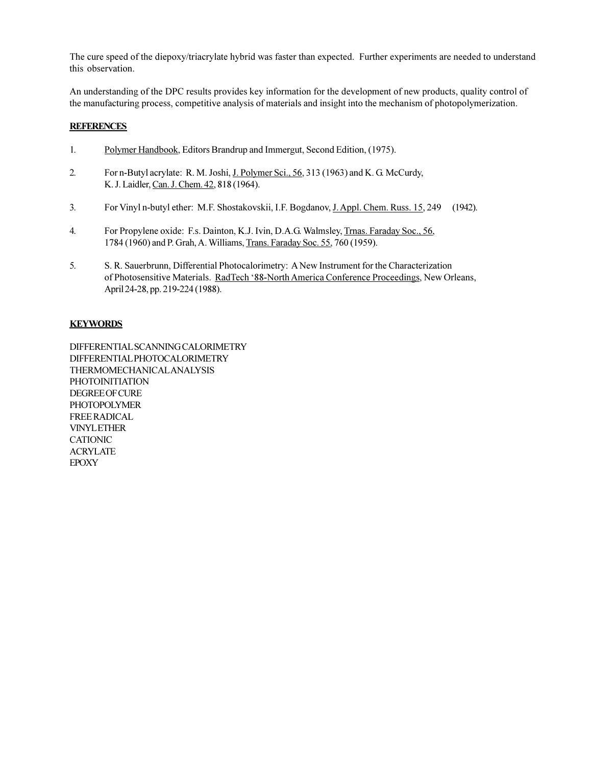The cure speed of the diepoxy/triacrylate hybrid was faster than expected. Further experiments are needed to understand this observation.

An understanding of the DPC results provides key information for the development of new products, quality control of the manufacturing process, competitive analysis of materials and insight into the mechanism of photopolymerization.

## REFERENCES

1. Polymer Handbook, Editors Brandrup and Immergut, Second Edition, (1975).

2. For n-Butyl acrylate: R. M. Joshi, J. Polymer Sci., 56, 313 (1963) and K. G. McCurdy, K. J. Laidler, Can. J. Chem. 42, 818 (1964).

3. For Vinyl n-butyl ether: M.F. Shostakovskii, I.F. Bogdanov, J. Appl. Chem. Russ. 15, 249 (1942).

4. For Propylene oxide: F.s. Dainton, K.J. Ivin, D.A.G. Walmsley, Trnas. Faraday Soc., 56, 1784 (1960) and P. Grah, A. Williams, Trans. Faraday Soc. 55, 760 (1959).

5. S. R. Sauerbrunn, Differential Photocalorimetry: A New Instrument for the Characterization of Photosensitive Materials. RadTech '88-North America Conference Proceedings, New Orleans, April 24-28, pp. 219-224 (1988).

## KEYWORDS

DIFFERENTIAL SCANNING CALORIMETRY
DIFFERENTIAL PHOTOCALORIMETRY
THERMOMECHANICAL ANALYSIS
PHOTOINITIATION
DEGREE OF CURE
PHOTOPOLYMER
FREE RADICAL
VINYL ETHER
CATIONIC
ACRYLATE
EPOXY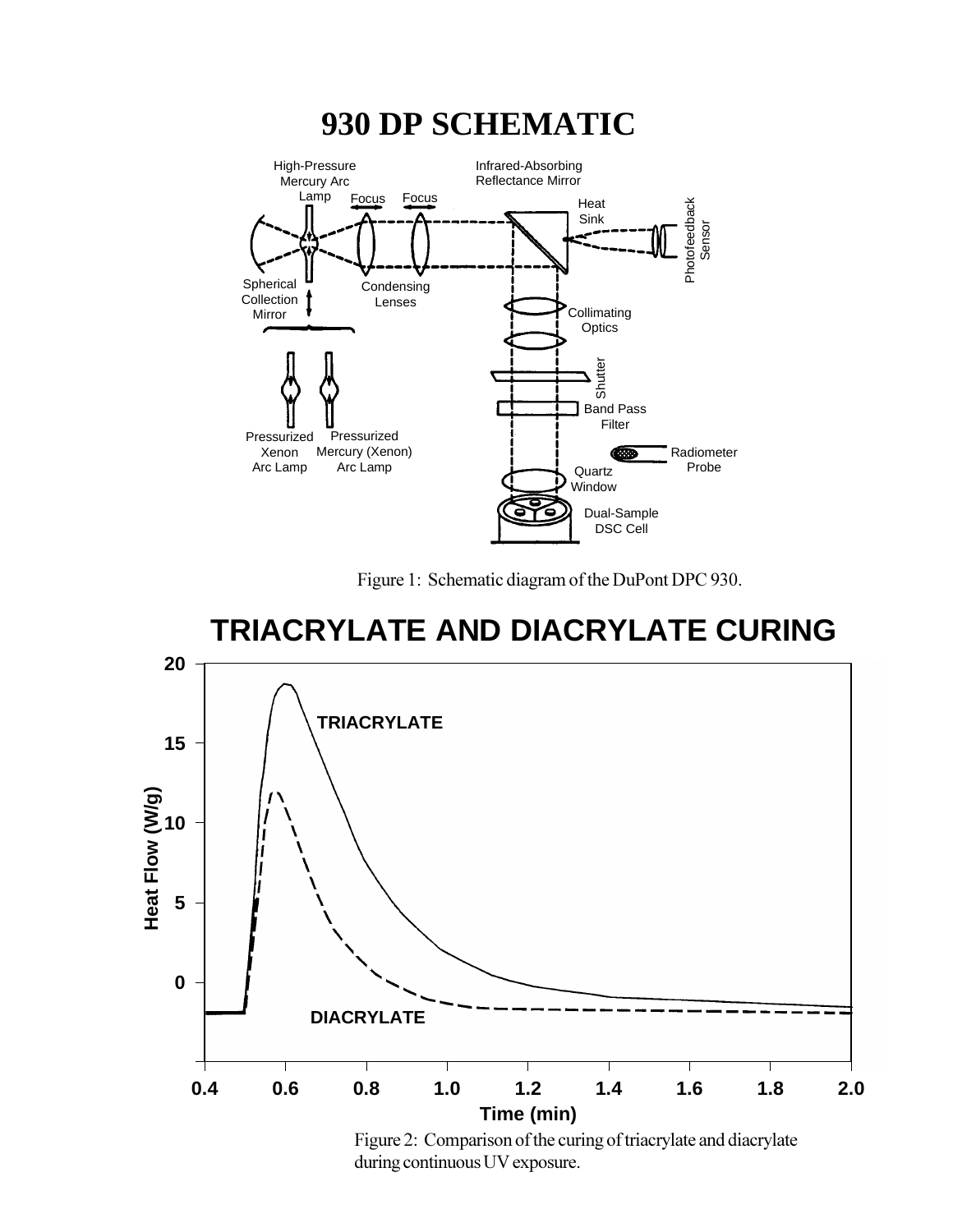# 930 DP SCHEMATIC

High-Pressure Mercury Arc Lamp

Focus

Focus

Infrared-Absorbing Reflectance Mirror

Heat Sink

Photofeedback Sensor

Spherical Collection Mirror

Condensing Lenses

Collimating Optics

Shutter

Band Pass Filter

Pressurized Xenon Arc Lamp

Pressurized Mercury (Xenon) Arc Lamp

Radiometer Probe

Quartz Window

Dual-Sample DSC Cell

Figure 1: Schematic diagram of the DuPont DPC 930.

# TRIACRYLATE AND DIACRYLATE CURING

Heat Flow (W/g)

20

15

10

5

0

TRIACRYLATE

DIACRYLATE

0.4 0.6 0.8 1.0 1.2 1.4 1.6 1.8 2.0

Time (min)

Figure 2: Comparison of the curing of triacrylate and diacrylate during continuous UV exposure.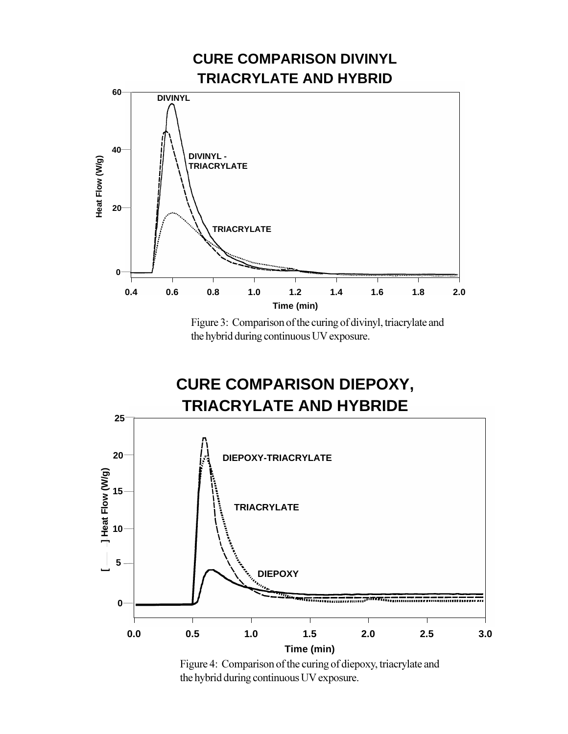CURE COMPARISON DIVINYL TRIACRYLATE AND HYBRID

DIVINYL

DIVINYL - TRIACRYLATE

TRIACRYLATE

Heat Flow (W/g)

60

40

20

0

0.4 0.6 0.8 1.0 1.2 1.4 1.6 1.8 2.0

Time (min)

Figure 3: Comparison of the curing of divinyl, triacrylate and the hybrid during continuous UV exposure.

CURE COMPARISON DIEPOXY, TRIACRYLATE AND HYBRIDE

DIEPOXY-TRIACRYLATE

TRIACRYLATE

DIEPOXY

[ ] Heat Flow (W/g)

25

20

15

10

5

0

0.0 0.5 1.0 1.5 2.0 2.5 3.0

Time (min)

Figure 4: Comparison of the curing of diepoxy, triacrylate and the hybrid during continuous UV exposure.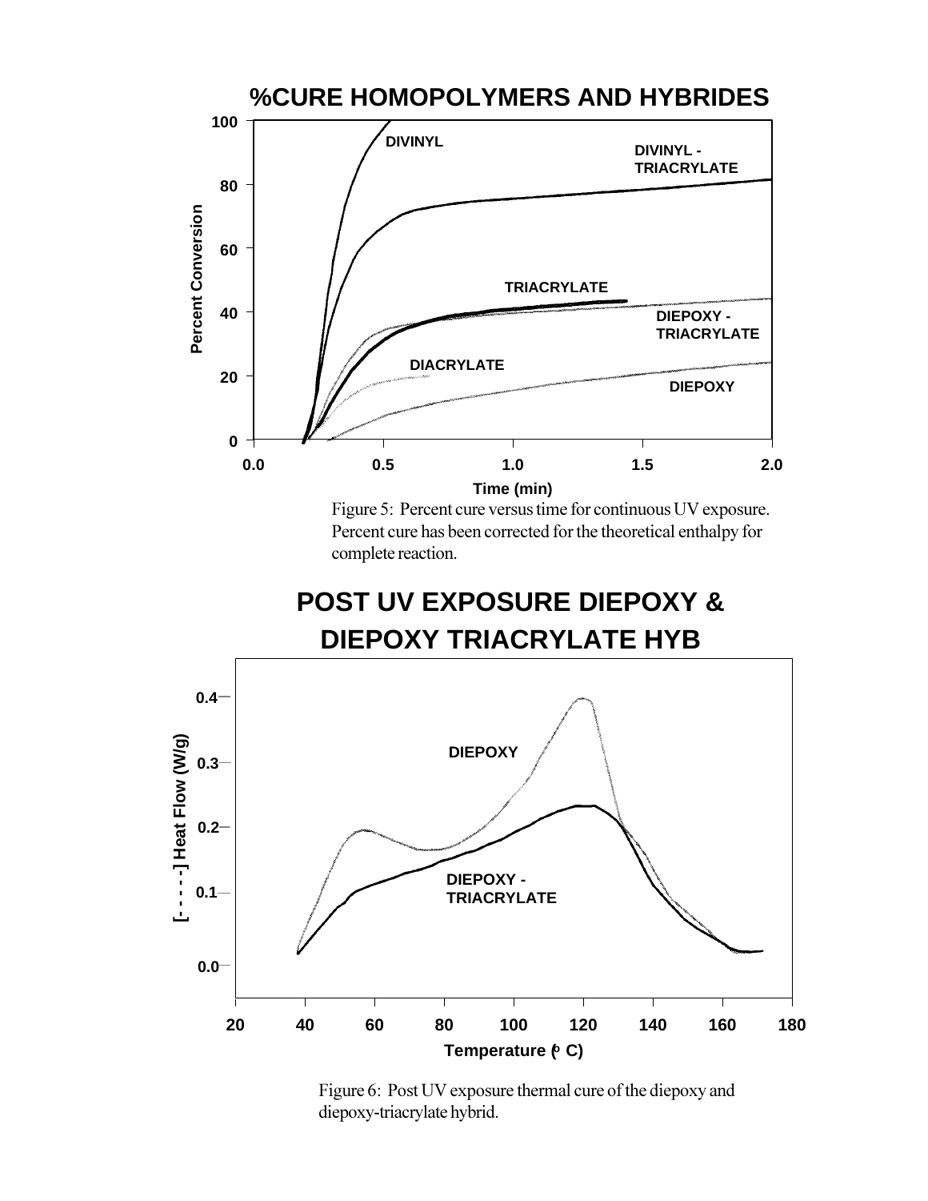%CURE HOMOPOLYMERS AND HYBRIDES

Percent Conversion

100
80
60
40
20
0

0.0
0.5
1.0
1.5
2.0

Time (min)

DIVINYL
DIVINYL - TRIACRYLATE
TRIACRYLATE
DIEPOXY - TRIACRYLATE
DIACRYLATE
DIEPOXY

Figure 5: Percent cure versus time for continuous UV exposure. Percent cure has been corrected for the theoretical enthalpy for complete reaction.

POST UV EXPOSURE DIEPOXY & DIEPOXY TRIACRYLATE HYB

[- - - -] Heat Flow (W/g)

0.4
0.3
0.2
0.1
0.0

20
40
60
80
100
120
140
160
180

Temperature (° C)

DIEPOXY
DIEPOXY - TRIACRYLATE

Figure 6: Post UV exposure thermal cure of the diepoxy and diepoxy-triacrylate hybrid.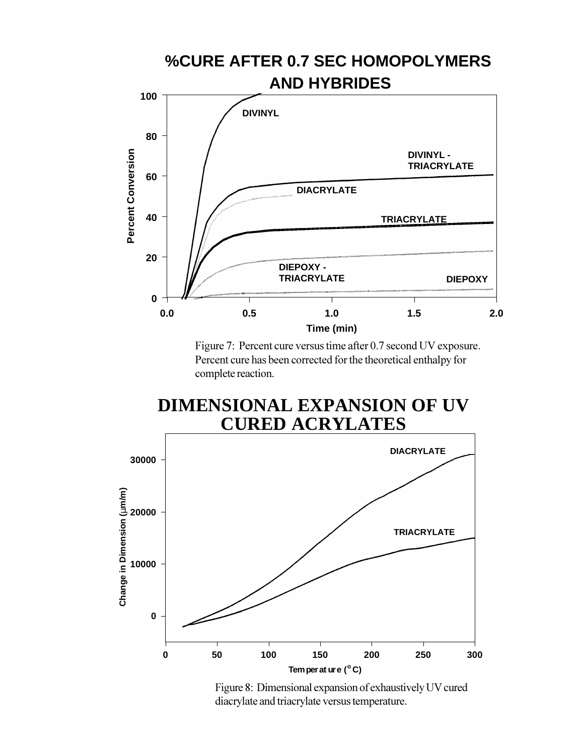%CURE AFTER 0.7 SEC HOMOPOLYMERS AND HYBRIDES

Percent Conversion

100

80

60

40

20

0

DIVINYL

DIVINYL - TRIACRYLATE

DIACRYLATE

TRIACRYLATE

DIEPOXY - TRIACRYLATE

DIEPOXY

0.0 0.5 1.0 1.5 2.0

Time (min)

Figure 7: Percent cure versus time after 0.7 second UV exposure. Percent cure has been corrected for the theoretical enthalpy for complete reaction.

DIMENSIONAL EXPANSION OF UV CURED ACRYLATES

Change in Dimension (μm/m)

30000

20000

10000

0

DIACRYLATE

TRIACRYLATE

0 50 100 150 200 250 300

Temperature (°C)

Figure 8: Dimensional expansion of exhaustively UV cured diacrylate and triacrylate versus temperature.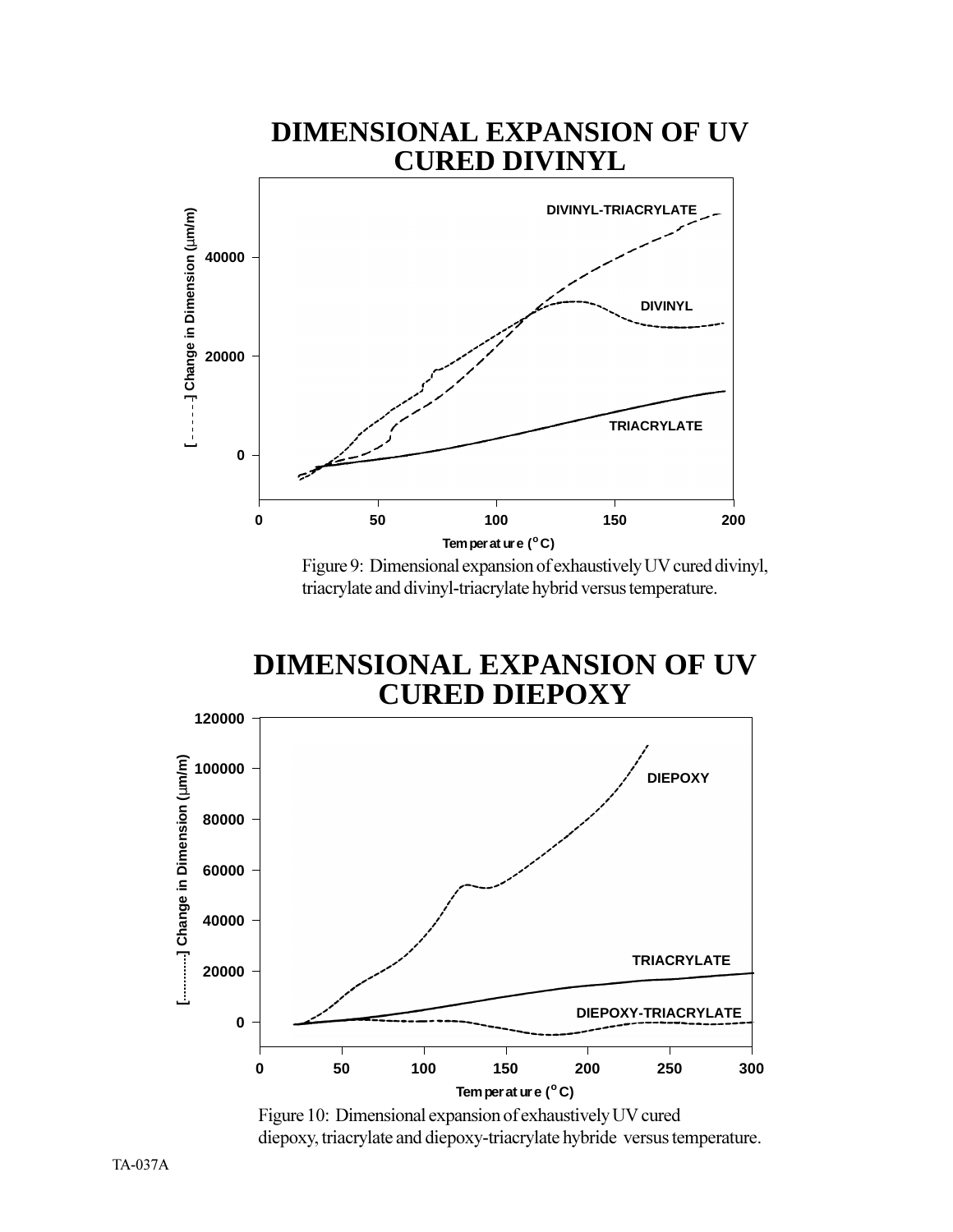DIMENSIONAL EXPANSION OF UV CURED DIVINYL

[ - - - - -] Change in Dimension (μm/m)

40000

20000

0

0 50 100 150 200

Temperature (°C)

DIVINYL-TRIACRYLATE

DIVINYL

TRIACRYLATE

Figure 9: Dimensional expansion of exhaustively UV cured divinyl, triacrylate and divinyl-triacrylate hybrid versus temperature.

DIMENSIONAL EXPANSION OF UV CURED DIEPOXY

[..........] Change in Dimension (μm/m)

120000

100000

80000

60000

40000

20000

0

0 50 100 150 200 250 300

Temperature (°C)

DIEPOXY

TRIACRYLATE

DIEPOXY-TRIACRYLATE

Figure 10: Dimensional expansion of exhaustively UV cured diepoxy, triacrylate and diepoxy-triacrylate hybride versus temperature.

TA-037A